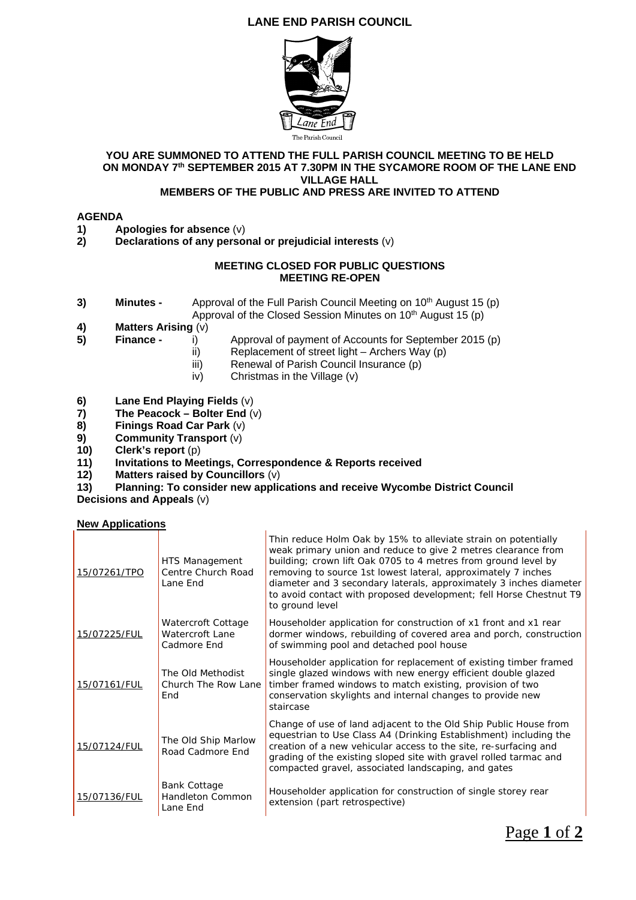# LANE END PARISH COUNCIL

The Parish Council

**YOU ARE SUMMONED TO ATTEND THE FULL PARISH COUNCIL MEETING TO BE HELD ON MONDAY 7th SEPTEMBER 2015 AT 7.30PM IN THE SYCAMORE ROOM OF THE LANE END VILLAGE HALL**

**MEMBERS OF THE PUBLIC AND PRESS ARE INVITED TO ATTEND**

**AGENDA**

1) **Apologies for absence** (v)
2) **Declarations of any personal or prejudicial interests** (v)

**MEETING CLOSED FOR PUBLIC QUESTIONS**
**MEETING RE-OPEN**

3) **Minutes -** Approval of the Full Parish Council Meeting on 10th August 15 (p)
   Approval of the Closed Session Minutes on 10th August 15 (p)
4) **Matters Arising** (v)
5) **Finance -**
   i) Approval of payment of Accounts for September 2015 (p)
   ii) Replacement of street light – Archers Way (p)
   iii) Renewal of Parish Council Insurance (p)
   iv) Christmas in the Village (v)
6) **Lane End Playing Fields** (v)
7) **The Peacock – Bolter End** (v)
8) **Finings Road Car Park** (v)
9) **Community Transport** (v)
10) **Clerk's report** (p)
11) **Invitations to Meetings, Correspondence & Reports received**
12) **Matters raised by Councillors** (v)
13) **Planning: To consider new applications and receive Wycombe District Council Decisions and Appeals** (v)

**New Applications**

| | | |
|---|---|---|
| 15/07261/TPO | HTS Management Centre Church Road Lane End | Thin reduce Holm Oak by 15% to alleviate strain on potentially weak primary union and reduce to give 2 metres clearance from building; crown lift Oak 0705 to 4 metres from ground level by removing to source 1st lowest lateral, approximately 7 inches diameter and 3 secondary laterals, approximately 3 inches diameter to avoid contact with proposed development; fell Horse Chestnut T9 to ground level |
| 15/07225/FUL | Watercroft Cottage Watercroft Lane Cadmore End | Householder application for construction of x1 front and x1 rear dormer windows, rebuilding of covered area and porch, construction of swimming pool and detached pool house |
| 15/07161/FUL | The Old Methodist Church The Row Lane End | Householder application for replacement of existing timber framed single glazed windows with new energy efficient double glazed timber framed windows to match existing, provision of two conservation skylights and internal changes to provide new staircase |
| 15/07124/FUL | The Old Ship Marlow Road Cadmore End | Change of use of land adjacent to the Old Ship Public House from equestrian to Use Class A4 (Drinking Establishment) including the creation of a new vehicular access to the site, re-surfacing and grading of the existing sloped site with gravel rolled tarmac and compacted gravel, associated landscaping, and gates |
| 15/07136/FUL | Bank Cottage Handleton Common Lane End | Householder application for construction of single storey rear extension (part retrospective) |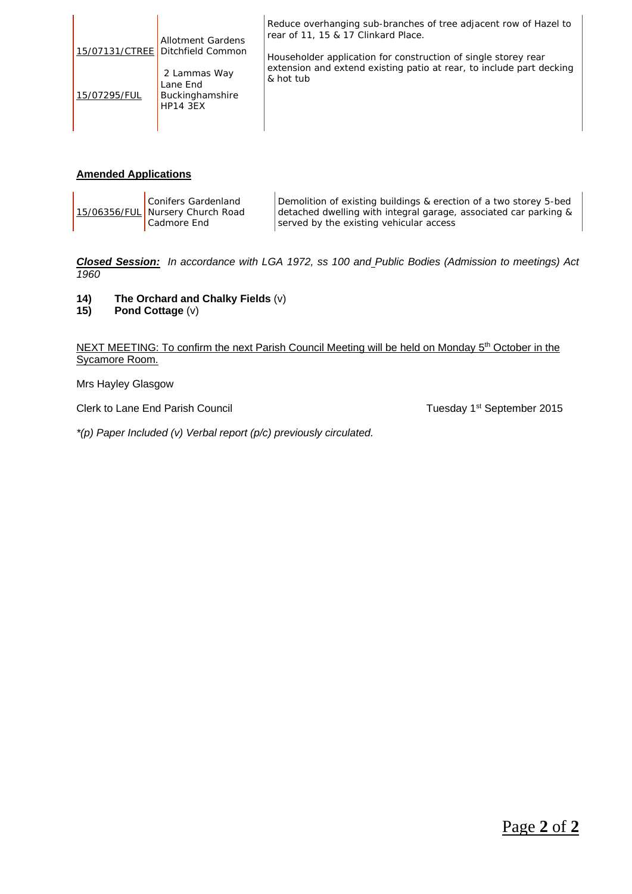| | | |
|---|---|---|
| 15/07131/CTREE | Allotment Gardens Ditchfield Common | Reduce overhanging sub-branches of tree adjacent row of Hazel to rear of 11, 15 & 17 Clinkard Place. |
| 15/07295/FUL | 2 Lammas Way Lane End Buckinghamshire HP14 3EX | Householder application for construction of single storey rear extension and extend existing patio at rear, to include part decking & hot tub |

**Amended Applications**

| | | |
|---|---|---|
| 15/06356/FUL | Conifers Gardenland Nursery Church Road Cadmore End | Demolition of existing buildings & erection of a two storey 5-bed detached dwelling with integral garage, associated car parking & served by the existing vehicular access |

***Closed Session:*** *In accordance with LGA 1972, ss 100 and Public Bodies (Admission to meetings) Act 1960*

**14)** **The Orchard and Chalky Fields** (v)
**15)** **Pond Cottage** (v)

NEXT MEETING: To confirm the next Parish Council Meeting will be held on Monday 5th October in the Sycamore Room.

Mrs Hayley Glasgow

Clerk to Lane End Parish Council — Tuesday 1st September 2015

*\*(p) Paper Included (v) Verbal report (p/c) previously circulated.*